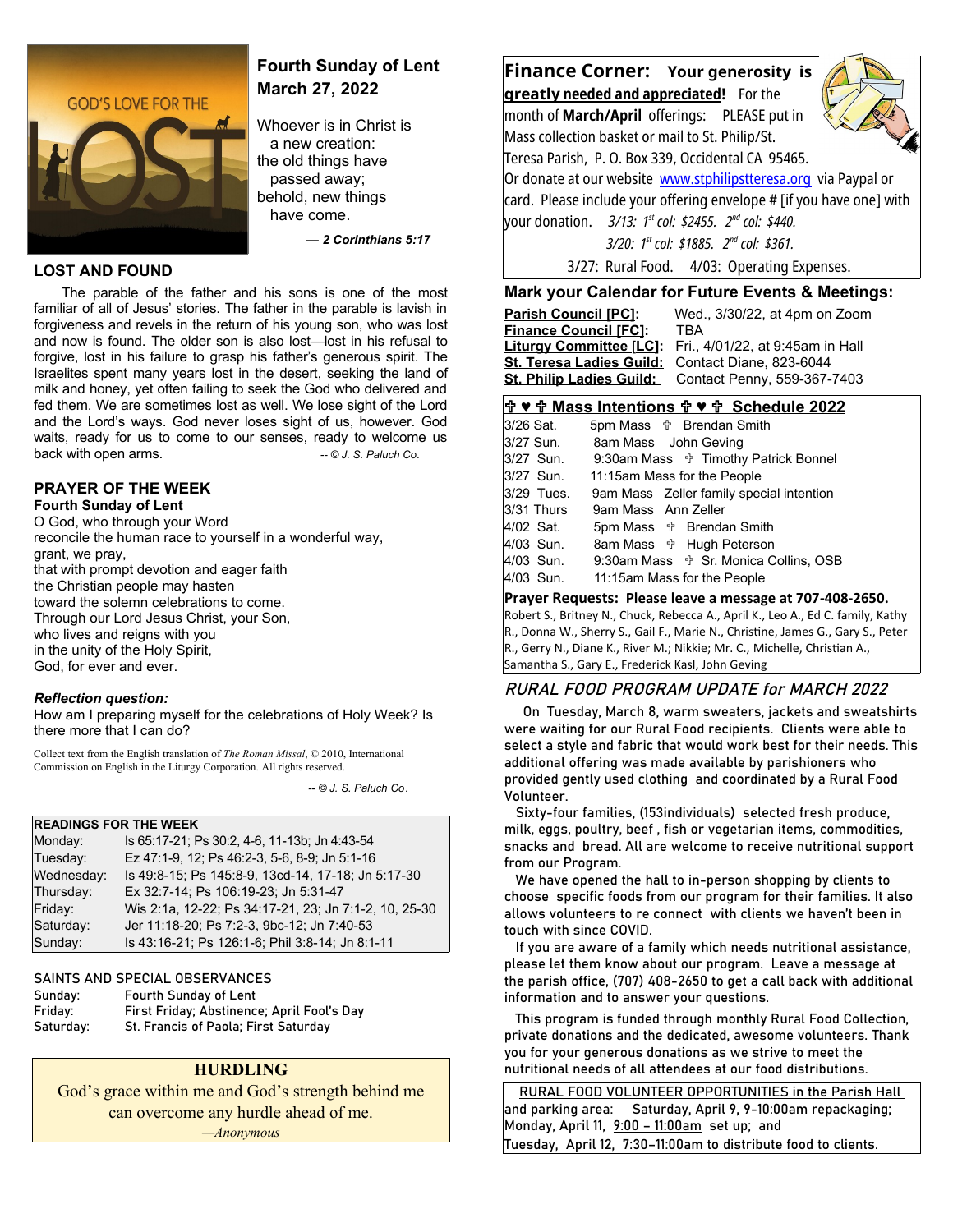## Fourth Sunday of Lent
## March 27, 2022

Whoever is in Christ is
a new creation:
the old things have
passed away;
behold, new things
have come.

*— 2 Corinthians 5:17*

## LOST AND FOUND

The parable of the father and his sons is one of the most familiar of all of Jesus' stories. The father in the parable is lavish in forgiveness and revels in the return of his young son, who was lost and now is found. The older son is also lost—lost in his refusal to forgive, lost in his failure to grasp his father's generous spirit. The Israelites spent many years lost in the desert, seeking the land of milk and honey, yet often failing to seek the God who delivered and fed them. We are sometimes lost as well. We lose sight of the Lord and the Lord's ways. God never loses sight of us, however. God waits, ready for us to come to our senses, ready to welcome us back with open arms. *-- © J. S. Paluch Co.*

## PRAYER OF THE WEEK

**Fourth Sunday of Lent**

O God, who through your Word
reconcile the human race to yourself in a wonderful way,
grant, we pray,
that with prompt devotion and eager faith
the Christian people may hasten
toward the solemn celebrations to come.
Through our Lord Jesus Christ, your Son,
who lives and reigns with you
in the unity of the Holy Spirit,
God, for ever and ever.

***Reflection question:***
How am I preparing myself for the celebrations of Holy Week? Is there more that I can do?

Collect text from the English translation of *The Roman Missal*, © 2010, International Commission on English in the Liturgy Corporation. All rights reserved.

*-- © J. S. Paluch Co.*

| READINGS FOR THE WEEK | |
|---|---|
| Monday: | Is 65:17-21; Ps 30:2, 4-6, 11-13b; Jn 4:43-54 |
| Tuesday: | Ez 47:1-9, 12; Ps 46:2-3, 5-6, 8-9; Jn 5:1-16 |
| Wednesday: | Is 49:8-15; Ps 145:8-9, 13cd-14, 17-18; Jn 5:17-30 |
| Thursday: | Ex 32:7-14; Ps 106:19-23; Jn 5:31-47 |
| Friday: | Wis 2:1a, 12-22; Ps 34:17-21, 23; Jn 7:1-2, 10, 25-30 |
| Saturday: | Jer 11:18-20; Ps 7:2-3, 9bc-12; Jn 7:40-53 |
| Sunday: | Is 43:16-21; Ps 126:1-6; Phil 3:8-14; Jn 8:1-11 |

SAINTS AND SPECIAL OBSERVANCES

| | |
|---|---|
| Sunday: | Fourth Sunday of Lent |
| Friday: | First Friday; Abstinence; April Fool's Day |
| Saturday: | St. Francis of Paola; First Saturday |

### HURDLING

God's grace within me and God's strength behind me can overcome any hurdle ahead of me.

*—Anonymous*

## Finance Corner: Your generosity is greatly needed and appreciated!

For the month of **March/April** offerings: PLEASE put in Mass collection basket or mail to St. Philip/St. Teresa Parish, P. O. Box 339, Occidental CA 95465. Or donate at our website www.stphilipstteresa.org via Paypal or card. Please include your offering envelope # [if you have one] with your donation. *3/13: 1st col: $2455. 2nd col: $440.*
*3/20: 1st col: $1885. 2nd col: $361.*
3/27: Rural Food. 4/03: Operating Expenses.

## Mark your Calendar for Future Events & Meetings:

| | |
|---|---|
| **Parish Council [PC]:** | Wed., 3/30/22, at 4pm on Zoom |
| **Finance Council [FC]:** | TBA |
| **Liturgy Committee [LC]:** | Fri., 4/01/22, at 9:45am in Hall |
| **St. Teresa Ladies Guild:** | Contact Diane, 823-6044 |
| **St. Philip Ladies Guild:** | Contact Penny, 559-367-7403 |

## ✞ ♥ ✞ Mass Intentions ✞ ♥ ✞ Schedule 2022

| | | |
|---|---|---|
| 3/26 Sat. | 5pm Mass | ✞ Brendan Smith |
| 3/27 Sun. | 8am Mass | John Geving |
| 3/27 Sun. | 9:30am Mass | ✞ Timothy Patrick Bonnel |
| 3/27 Sun. | 11:15am Mass for the People | |
| 3/29 Tues. | 9am Mass | Zeller family special intention |
| 3/31 Thurs | 9am Mass | Ann Zeller |
| 4/02 Sat. | 5pm Mass | ✞ Brendan Smith |
| 4/03 Sun. | 8am Mass | ✞ Hugh Peterson |
| 4/03 Sun. | 9:30am Mass | ✞ Sr. Monica Collins, OSB |
| 4/03 Sun. | 11:15am Mass for the People | |

**Prayer Requests: Please leave a message at 707-408-2650.**
Robert S., Britney N., Chuck, Rebecca A., April K., Leo A., Ed C. family, Kathy R., Donna W., Sherry S., Gail F., Marie N., Christine, James G., Gary S., Peter R., Gerry N., Diane K., River M.; Nikkie; Mr. C., Michelle, Christian A., Samantha S., Gary E., Frederick Kasl, John Geving

## *RURAL FOOD PROGRAM UPDATE for MARCH 2022*

On Tuesday, March 8, warm sweaters, jackets and sweatshirts were waiting for our Rural Food recipients. Clients were able to select a style and fabric that would work best for their needs. This additional offering was made available by parishioners who provided gently used clothing and coordinated by a Rural Food Volunteer.

Sixty-four families, (153individuals) selected fresh produce, milk, eggs, poultry, beef , fish or vegetarian items, commodities, snacks and bread. All are welcome to receive nutritional support from our Program.

We have opened the hall to in-person shopping by clients to choose specific foods from our program for their families. It also allows volunteers to re connect with clients we haven't been in touch with since COVID.

If you are aware of a family which needs nutritional assistance, please let them know about our program. Leave a message at the parish office, (707) 408-2650 to get a call back with additional information and to answer your questions.

This program is funded through monthly Rural Food Collection, private donations and the dedicated, awesome volunteers. Thank you for your generous donations as we strive to meet the nutritional needs of all attendees at our food distributions.

RURAL FOOD VOLUNTEER OPPORTUNITIES in the Parish Hall and parking area: Saturday, April 9, 9-10:00am repackaging; Monday, April 11, 9:00 – 11:00am set up; and Tuesday, April 12, 7:30–11:00am to distribute food to clients.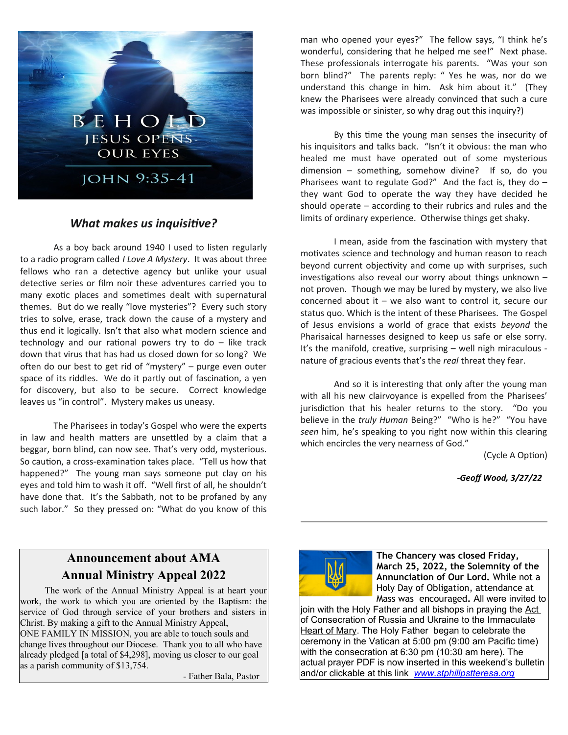BEHOLD

JESUS OPENS OUR EYES

JOHN 9:35-41

### *What makes us inquisitive?*

As a boy back around 1940 I used to listen regularly to a radio program called *I Love A Mystery*. It was about three fellows who ran a detective agency but unlike your usual detective series or film noir these adventures carried you to many exotic places and sometimes dealt with supernatural themes. But do we really "love mysteries"? Every such story tries to solve, erase, track down the cause of a mystery and thus end it logically. Isn't that also what modern science and technology and our rational powers try to do – like track down that virus that has had us closed down for so long? We often do our best to get rid of "mystery" – purge even outer space of its riddles. We do it partly out of fascination, a yen for discovery, but also to be secure. Correct knowledge leaves us "in control". Mystery makes us uneasy.

The Pharisees in today's Gospel who were the experts in law and health matters are unsettled by a claim that a beggar, born blind, can now see. That's very odd, mysterious. So caution, a cross-examination takes place. "Tell us how that happened?" The young man says someone put clay on his eyes and told him to wash it off. "Well first of all, he shouldn't have done that. It's the Sabbath, not to be profaned by any such labor." So they pressed on: "What do you know of this man who opened your eyes?" The fellow says, "I think he's wonderful, considering that he helped me see!" Next phase. These professionals interrogate his parents. "Was your son born blind?" The parents reply: " Yes he was, nor do we understand this change in him. Ask him about it." (They knew the Pharisees were already convinced that such a cure was impossible or sinister, so why drag out this inquiry?)

By this time the young man senses the insecurity of his inquisitors and talks back. "Isn't it obvious: the man who healed me must have operated out of some mysterious dimension – something, somehow divine? If so, do you Pharisees want to regulate God?" And the fact is, they do – they want God to operate the way they have decided he should operate – according to their rubrics and rules and the limits of ordinary experience. Otherwise things get shaky.

I mean, aside from the fascination with mystery that motivates science and technology and human reason to reach beyond current objectivity and come up with surprises, such investigations also reveal our worry about things unknown – not proven. Though we may be lured by mystery, we also live concerned about it – we also want to control it, secure our status quo. Which is the intent of these Pharisees. The Gospel of Jesus envisions a world of grace that exists *beyond* the Pharisaical harnesses designed to keep us safe or else sorry. It's the manifold, creative, surprising – well nigh miraculous - nature of gracious events that's the *real* threat they fear.

And so it is interesting that only after the young man with all his new clairvoyance is expelled from the Pharisees' jurisdiction that his healer returns to the story. "Do you believe in the *truly Human* Being?" "Who is he?" "You have *seen* him, he's speaking to you right now within this clearing which encircles the very nearness of God."

(Cycle A Option)

***-Geoff Wood, 3/27/22***

---

## Announcement about AMA Annual Ministry Appeal 2022

The work of the Annual Ministry Appeal is at heart your work, the work to which you are oriented by the Baptism: the service of God through service of your brothers and sisters in Christ. By making a gift to the Annual Ministry Appeal, ONE FAMILY IN MISSION, you are able to touch souls and change lives throughout our Diocese. Thank you to all who have already pledged [a total of $4,298], moving us closer to our goal as a parish community of $13,754.

- Father Bala, Pastor

---

**The Chancery was closed Friday, March 25, 2022, the Solemnity of the Annunciation of Our Lord.** While not a Holy Day of Obligation, attendance at Mass was encouraged**.** All were invited to join with the Holy Father and all bishops in praying the Act of Consecration of Russia and Ukraine to the Immaculate Heart of Mary. The Holy Father began to celebrate the ceremony in the Vatican at 5:00 pm (9:00 am Pacific time) with the consecration at 6:30 pm (10:30 am here). The actual prayer PDF is now inserted in this weekend's bulletin and/or clickable at this link *www.stphillpstteresa.org*